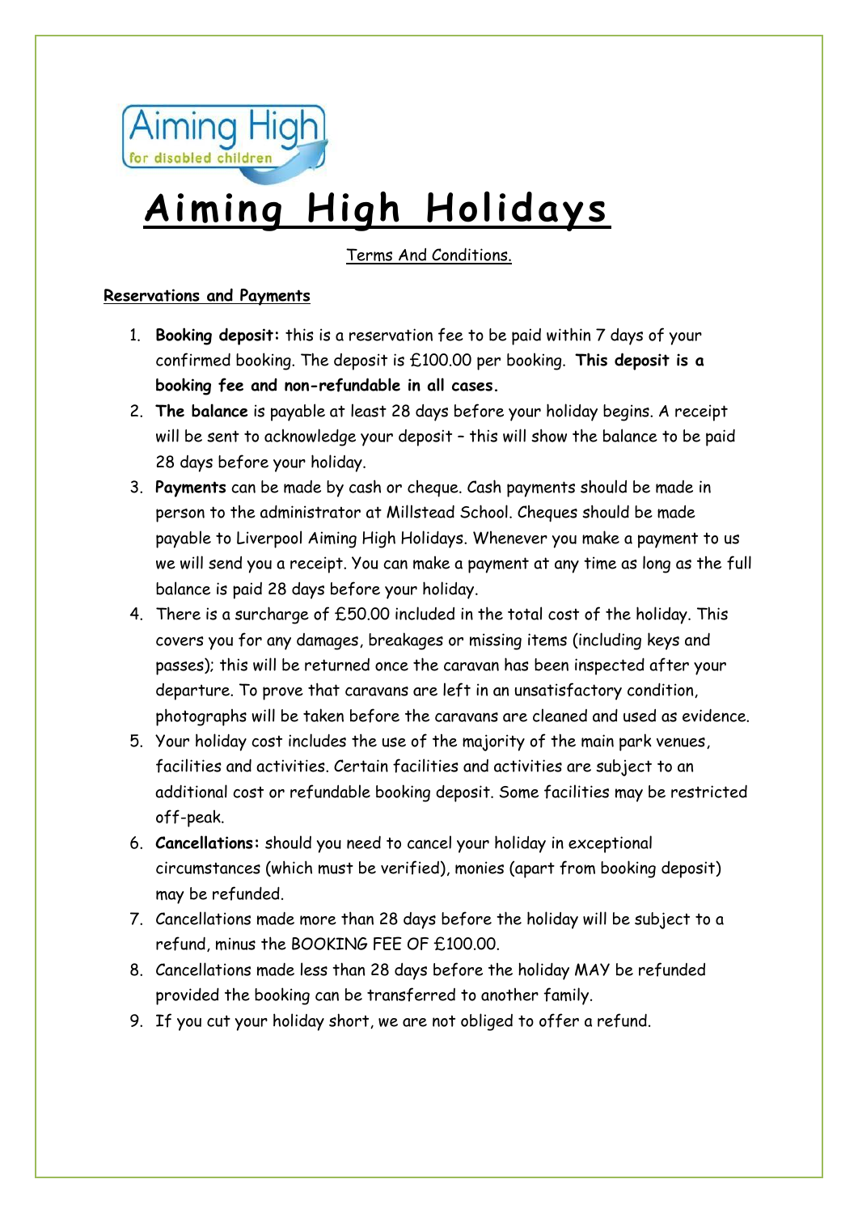Aiming High
for disabled children

# Aiming High Holidays

Terms And Conditions.

**Reservations and Payments**

1. **Booking deposit:** this is a reservation fee to be paid within 7 days of your confirmed booking. The deposit is £100.00 per booking. **This deposit is a booking fee and non-refundable in all cases.**
2. **The balance** is payable at least 28 days before your holiday begins. A receipt will be sent to acknowledge your deposit – this will show the balance to be paid 28 days before your holiday.
3. **Payments** can be made by cash or cheque. Cash payments should be made in person to the administrator at Millstead School. Cheques should be made payable to Liverpool Aiming High Holidays. Whenever you make a payment to us we will send you a receipt. You can make a payment at any time as long as the full balance is paid 28 days before your holiday.
4. There is a surcharge of £50.00 included in the total cost of the holiday. This covers you for any damages, breakages or missing items (including keys and passes); this will be returned once the caravan has been inspected after your departure. To prove that caravans are left in an unsatisfactory condition, photographs will be taken before the caravans are cleaned and used as evidence.
5. Your holiday cost includes the use of the majority of the main park venues, facilities and activities. Certain facilities and activities are subject to an additional cost or refundable booking deposit. Some facilities may be restricted off-peak.
6. **Cancellations:** should you need to cancel your holiday in exceptional circumstances (which must be verified), monies (apart from booking deposit) may be refunded.
7. Cancellations made more than 28 days before the holiday will be subject to a refund, minus the BOOKING FEE OF £100.00.
8. Cancellations made less than 28 days before the holiday MAY be refunded provided the booking can be transferred to another family.
9. If you cut your holiday short, we are not obliged to offer a refund.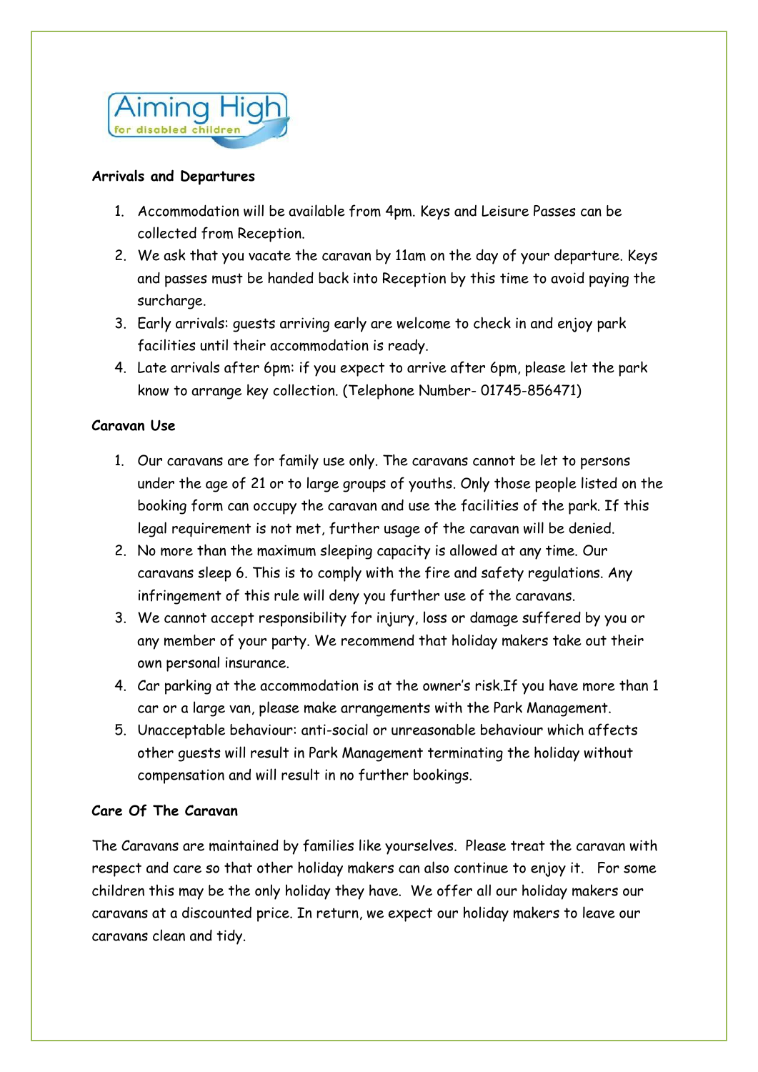**Arrivals and Departures**

1. Accommodation will be available from 4pm. Keys and Leisure Passes can be collected from Reception.
2. We ask that you vacate the caravan by 11am on the day of your departure. Keys and passes must be handed back into Reception by this time to avoid paying the surcharge.
3. Early arrivals: guests arriving early are welcome to check in and enjoy park facilities until their accommodation is ready.
4. Late arrivals after 6pm: if you expect to arrive after 6pm, please let the park know to arrange key collection. (Telephone Number- 01745-856471)

**Caravan Use**

1. Our caravans are for family use only. The caravans cannot be let to persons under the age of 21 or to large groups of youths. Only those people listed on the booking form can occupy the caravan and use the facilities of the park. If this legal requirement is not met, further usage of the caravan will be denied.
2. No more than the maximum sleeping capacity is allowed at any time. Our caravans sleep 6. This is to comply with the fire and safety regulations. Any infringement of this rule will deny you further use of the caravans.
3. We cannot accept responsibility for injury, loss or damage suffered by you or any member of your party. We recommend that holiday makers take out their own personal insurance.
4. Car parking at the accommodation is at the owner's risk.If you have more than 1 car or a large van, please make arrangements with the Park Management.
5. Unacceptable behaviour: anti-social or unreasonable behaviour which affects other guests will result in Park Management terminating the holiday without compensation and will result in no further bookings.

**Care Of The Caravan**

The Caravans are maintained by families like yourselves. Please treat the caravan with respect and care so that other holiday makers can also continue to enjoy it. For some children this may be the only holiday they have. We offer all our holiday makers our caravans at a discounted price. In return, we expect our holiday makers to leave our caravans clean and tidy.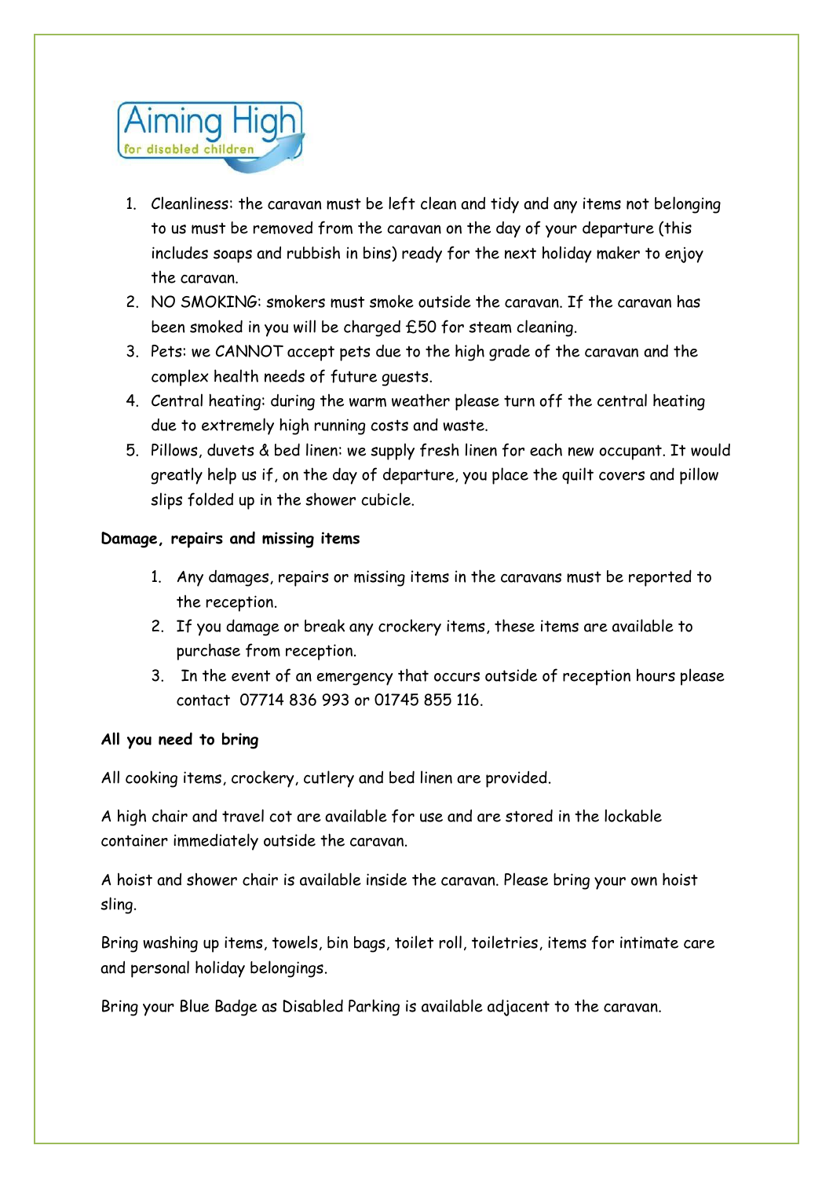1. Cleanliness: the caravan must be left clean and tidy and any items not belonging to us must be removed from the caravan on the day of your departure (this includes soaps and rubbish in bins) ready for the next holiday maker to enjoy the caravan.
2. NO SMOKING: smokers must smoke outside the caravan. If the caravan has been smoked in you will be charged £50 for steam cleaning.
3. Pets: we CANNOT accept pets due to the high grade of the caravan and the complex health needs of future guests.
4. Central heating: during the warm weather please turn off the central heating due to extremely high running costs and waste.
5. Pillows, duvets & bed linen: we supply fresh linen for each new occupant. It would greatly help us if, on the day of departure, you place the quilt covers and pillow slips folded up in the shower cubicle.

**Damage, repairs and missing items**

1. Any damages, repairs or missing items in the caravans must be reported to the reception.
2. If you damage or break any crockery items, these items are available to purchase from reception.
3. In the event of an emergency that occurs outside of reception hours please contact 07714 836 993 or 01745 855 116.

**All you need to bring**

All cooking items, crockery, cutlery and bed linen are provided.

A high chair and travel cot are available for use and are stored in the lockable container immediately outside the caravan.

A hoist and shower chair is available inside the caravan. Please bring your own hoist sling.

Bring washing up items, towels, bin bags, toilet roll, toiletries, items for intimate care and personal holiday belongings.

Bring your Blue Badge as Disabled Parking is available adjacent to the caravan.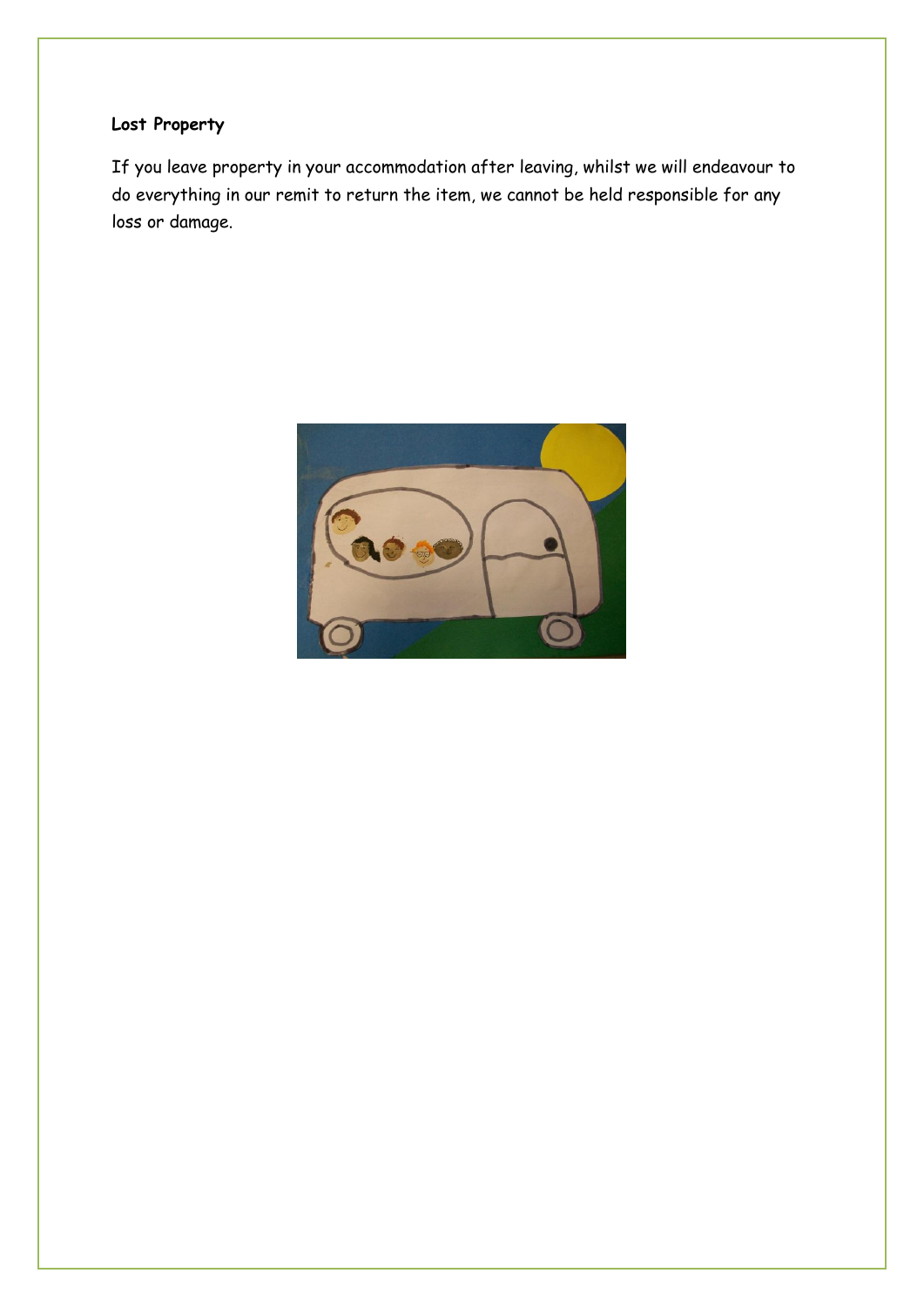**Lost Property**

If you leave property in your accommodation after leaving, whilst we will endeavour to do everything in our remit to return the item, we cannot be held responsible for any loss or damage.